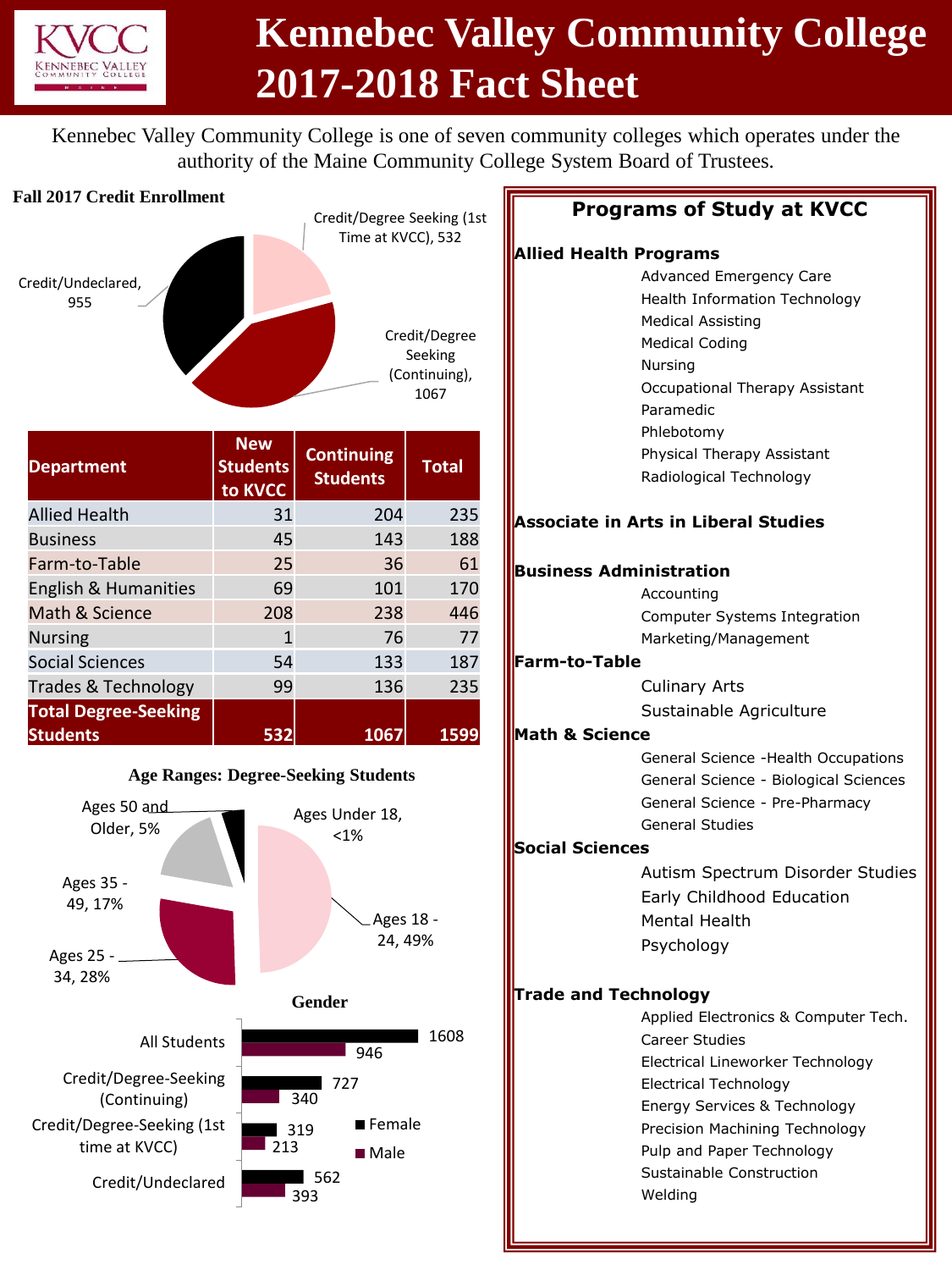# Kennebec Valley Community College 2017-2018 Fact Sheet

Kennebec Valley Community College is one of seven community colleges which operates under the authority of the Maine Community College System Board of Trustees.

## Fall 2017 Credit Enrollment

Credit/Degree Seeking (1st Time at KVCC), 532

Credit/Degree Seeking (Continuing), 1067

Credit/Undeclared, 955

| Department | New Students to KVCC | Continuing Students | Total |
|---|---|---|---|
| Allied Health | 31 | 204 | 235 |
| Business | 45 | 143 | 188 |
| Farm-to-Table | 25 | 36 | 61 |
| English & Humanities | 69 | 101 | 170 |
| Math & Science | 208 | 238 | 446 |
| Nursing | 1 | 76 | 77 |
| Social Sciences | 54 | 133 | 187 |
| Trades & Technology | 99 | 136 | 235 |
| **Total Degree-Seeking Students** | **532** | **1067** | **1599** |

## Age Ranges: Degree-Seeking Students

- Ages Under 18, <1%
- Ages 18 - 24, 49%
- Ages 25 - 34, 28%
- Ages 35 - 49, 17%
- Ages 50 and Older, 5%

## Gender

| | Female | Male |
|---|---|---|
| All Students | 1608 | 946 |
| Credit/Degree-Seeking (Continuing) | 727 | 340 |
| Credit/Degree-Seeking (1st time at KVCC) | 319 | 213 |
| Credit/Undeclared | 562 | 393 |

## Programs of Study at KVCC

**Allied Health Programs**
- Advanced Emergency Care
- Health Information Technology
- Medical Assisting
- Medical Coding
- Nursing
- Occupational Therapy Assistant
- Paramedic
- Phlebotomy
- Physical Therapy Assistant
- Radiological Technology

**Associate in Arts in Liberal Studies**

**Business Administration**
- Accounting
- Computer Systems Integration
- Marketing/Management

**Farm-to-Table**
- Culinary Arts
- Sustainable Agriculture

**Math & Science**
- General Science -Health Occupations
- General Science - Biological Sciences
- General Science - Pre-Pharmacy
- General Studies

**Social Sciences**
- Autism Spectrum Disorder Studies
- Early Childhood Education
- Mental Health
- Psychology

**Trade and Technology**
- Applied Electronics & Computer Tech.
- Career Studies
- Electrical Lineworker Technology
- Electrical Technology
- Energy Services & Technology
- Precision Machining Technology
- Pulp and Paper Technology
- Sustainable Construction
- Welding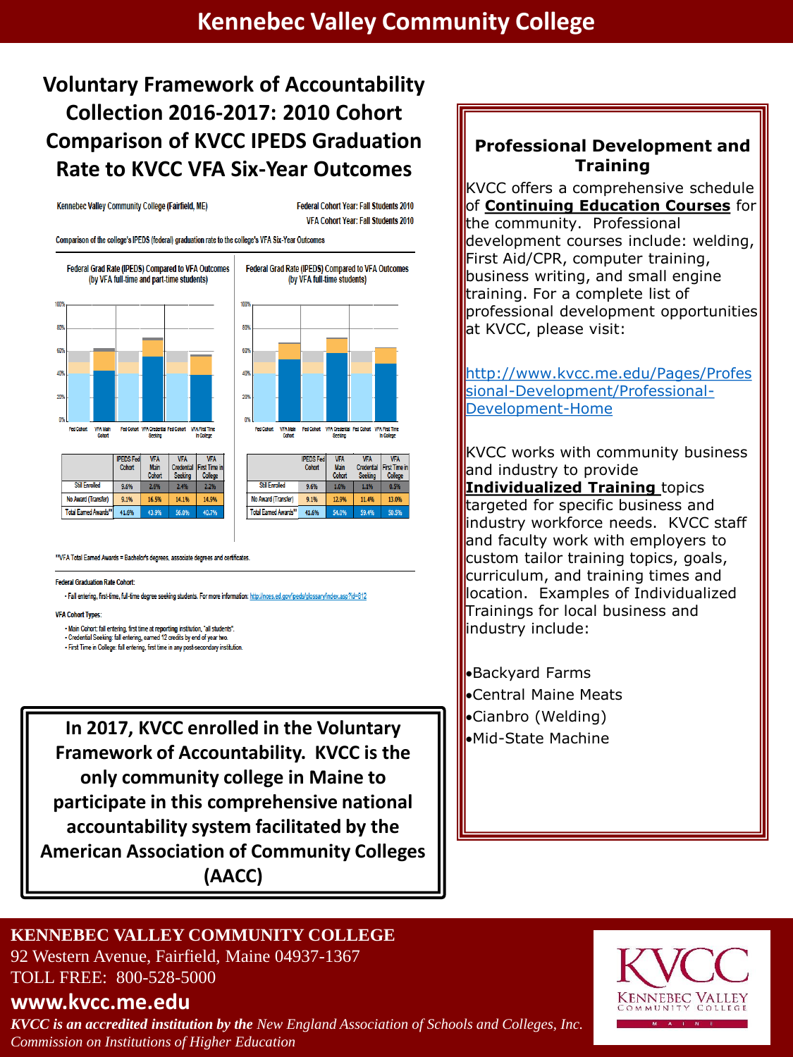# Kennebec Valley Community College

## Voluntary Framework of Accountability Collection 2016-2017: 2010 Cohort Comparison of KVCC IPEDS Graduation Rate to KVCC VFA Six-Year Outcomes

Kennebec Valley Community College (Fairfield, ME)

Federal Cohort Year: Fall Students 2010

VFA Cohort Year: Fall Students 2010

Comparison of the college's IPEDS (federal) graduation rate to the college's VFA Six-Year Outcomes

Federal Grad Rate (IPEDS) Compared to VFA Outcomes (by VFA full-time and part-time students)

100%
80%
60%
40%
20%
0%

Fed Cohort, VFA Main Cohort, Fed Cohort, VFA Credential Seeking, Fed Cohort, VFA First Time in College

| | IPEDS Fed Cohort | VFA Main Cohort | VFA Credential Seeking | VFA First Time in College |
|---|---|---|---|---|
| Still Enrolled | 9.6% | 2.6% | 2.4% | 2.2% |
| No Award (Transfer) | 9.1% | 16.5% | 14.1% | 14.9% |
| Total Earned Awards** | 41.6% | 43.9% | 56.0% | 40.7% |

Federal Grad Rate (IPEDS) Compared to VFA Outcomes (by VFA full-time students)

100%
80%
60%
40%
20%
0%

Fed Cohort, VFA Main Cohort, Fed Cohort, VFA Credential Seeking, Fed Cohort, VFA First Time in College

| | IPEDS Fed Cohort | VFA Main Cohort | VFA Credential Seeking | VFA First Time in College |
|---|---|---|---|---|
| Still Enrolled | 9.6% | 1.0% | 1.1% | 0.5% |
| No Award (Transfer) | 9.1% | 12.9% | 11.4% | 13.0% |
| Total Earned Awards** | 41.6% | 54.0% | 59.4% | 50.5% |

**VFA Total Earned Awards = Bachelor's degrees, associate degrees and certificates.

**Federal Graduation Rate Cohort:**

- Fall entering, first-time, full-time degree seeking students. For more information: http://nces.ed.gov/ipeds/glossary/index.asp?id=812

**VFA Cohort Types:**

- Main Cohort: fall entering, first time at reporting institution, "all students".
- Credential Seeking: fall entering, earned 12 credits by end of year two.
- First Time in College: fall entering, first time in any post-secondary institution.

**In 2017, KVCC enrolled in the Voluntary Framework of Accountability. KVCC is the only community college in Maine to participate in this comprehensive national accountability system facilitated by the American Association of Community Colleges (AACC)**

### Professional Development and Training

KVCC offers a comprehensive schedule of **Continuing Education Courses** for the community. Professional development courses include: welding, First Aid/CPR, computer training, business writing, and small engine training. For a complete list of professional development opportunities at KVCC, please visit:

http://www.kvcc.me.edu/Pages/Professional-Development/Professional-Development-Home

KVCC works with community business and industry to provide **Individualized Training** topics targeted for specific business and industry workforce needs. KVCC staff and faculty work with employers to custom tailor training topics, goals, curriculum, and training times and location. Examples of Individualized Trainings for local business and industry include:

- Backyard Farms
- Central Maine Meats
- Cianbro (Welding)
- Mid-State Machine

**KENNEBEC VALLEY COMMUNITY COLLEGE**
92 Western Avenue, Fairfield, Maine 04937-1367
TOLL FREE: 800-528-5000
**www.kvcc.me.edu**

***KVCC is an accredited institution by the*** *New England Association of Schools and Colleges, Inc. Commission on Institutions of Higher Education*

KVCC KENNEBEC VALLEY COMMUNITY COLLEGE MAINE